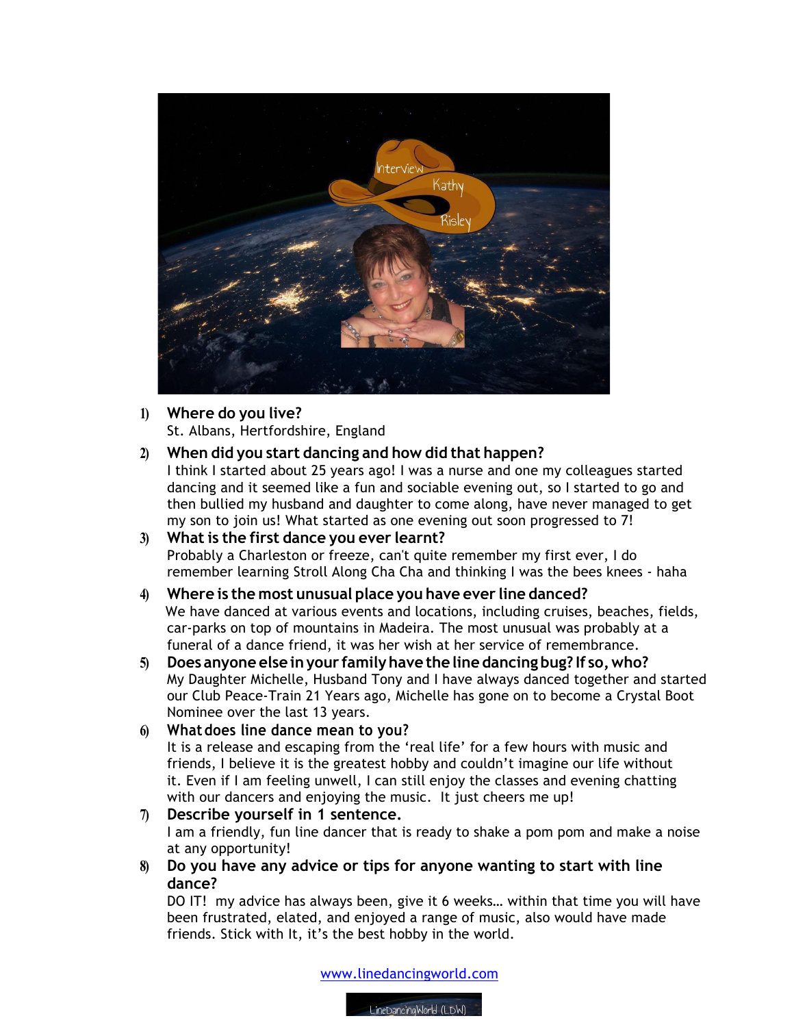1) **Where do you live?**
St. Albans, Hertfordshire, England

2) **When did you start dancing and how did that happen?**
I think I started about 25 years ago! I was a nurse and one my colleagues started dancing and it seemed like a fun and sociable evening out, so I started to go and then bullied my husband and daughter to come along, have never managed to get my son to join us! What started as one evening out soon progressed to 7!

3) **What is the first dance you ever learnt?**
Probably a Charleston or freeze, can't quite remember my first ever, I do remember learning Stroll Along Cha Cha and thinking I was the bees knees - haha

4) **Where is the most unusual place you have ever line danced?**
We have danced at various events and locations, including cruises, beaches, fields, car-parks on top of mountains in Madeira. The most unusual was probably at a funeral of a dance friend, it was her wish at her service of remembrance.

5) **Does anyone else in your family have the line dancing bug? If so, who?**
My Daughter Michelle, Husband Tony and I have always danced together and started our Club Peace-Train 21 Years ago, Michelle has gone on to become a Crystal Boot Nominee over the last 13 years.

6) **What does line dance mean to you?**
It is a release and escaping from the 'real life' for a few hours with music and friends, I believe it is the greatest hobby and couldn't imagine our life without it. Even if I am feeling unwell, I can still enjoy the classes and evening chatting with our dancers and enjoying the music. It just cheers me up!

7) **Describe yourself in 1 sentence.**
I am a friendly, fun line dancer that is ready to shake a pom pom and make a noise at any opportunity!

8) **Do you have any advice or tips for anyone wanting to start with line dance?**
DO IT! my advice has always been, give it 6 weeks… within that time you will have been frustrated, elated, and enjoyed a range of music, also would have made friends. Stick with It, it's the best hobby in the world.

www.linedancingworld.com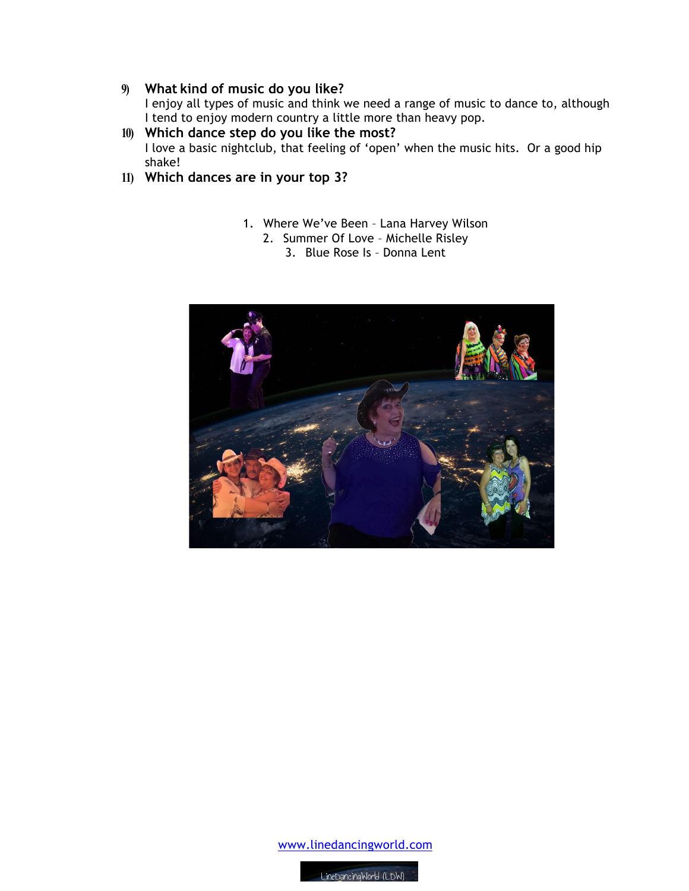9) **What kind of music do you like?**
I enjoy all types of music and think we need a range of music to dance to, although I tend to enjoy modern country a little more than heavy pop.

10) **Which dance step do you like the most?**
I love a basic nightclub, that feeling of 'open' when the music hits. Or a good hip shake!

11) **Which dances are in your top 3?**

1. Where We've Been – Lana Harvey Wilson
2. Summer Of Love – Michelle Risley
3. Blue Rose Is – Donna Lent

www.linedancingworld.com